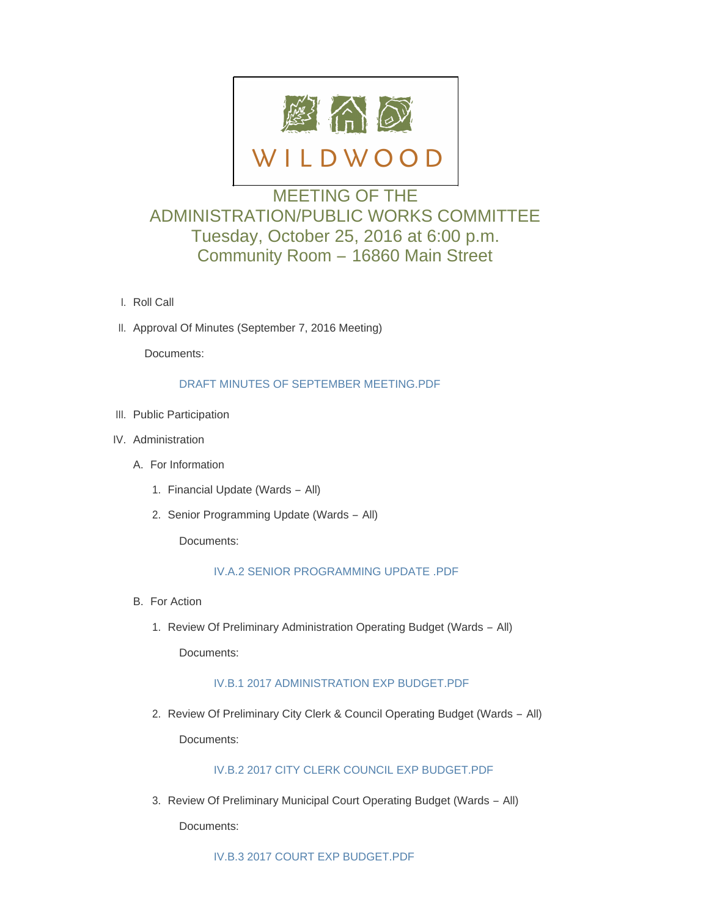WILDWOOD

# MEETING OF THE ADMINISTRATION/PUBLIC WORKS COMMITTEE

## Tuesday, October 25, 2016 at 6:00 p.m.

## Community Room – 16860 Main Street

I. Roll Call

II. Approval Of Minutes (September 7, 2016 Meeting)

Documents:

DRAFT MINUTES OF SEPTEMBER MEETING.PDF

III. Public Participation

IV. Administration

A. For Information

1. Financial Update (Wards – All)

2. Senior Programming Update (Wards – All)

Documents:

IV.A.2 SENIOR PROGRAMMING UPDATE .PDF

B. For Action

1. Review Of Preliminary Administration Operating Budget (Wards – All)

Documents:

IV.B.1 2017 ADMINISTRATION EXP BUDGET.PDF

2. Review Of Preliminary City Clerk & Council Operating Budget (Wards – All)

Documents:

IV.B.2 2017 CITY CLERK COUNCIL EXP BUDGET.PDF

3. Review Of Preliminary Municipal Court Operating Budget (Wards – All)

Documents:

IV.B.3 2017 COURT EXP BUDGET.PDF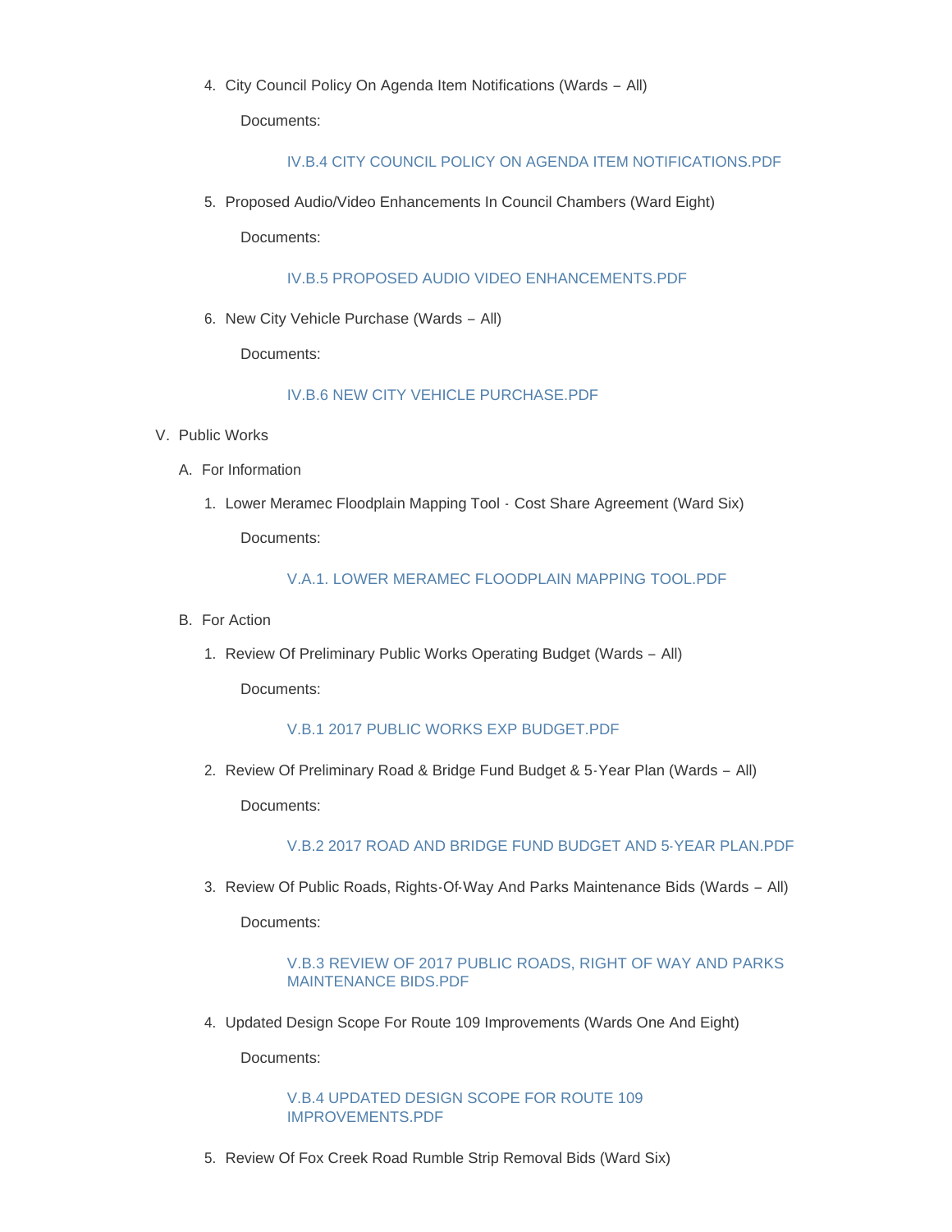4. City Council Policy On Agenda Item Notifications (Wards – All)

   Documents:

   IV.B.4 CITY COUNCIL POLICY ON AGENDA ITEM NOTIFICATIONS.PDF

5. Proposed Audio/Video Enhancements In Council Chambers (Ward Eight)

   Documents:

   IV.B.5 PROPOSED AUDIO VIDEO ENHANCEMENTS.PDF

6. New City Vehicle Purchase (Wards – All)

   Documents:

   IV.B.6 NEW CITY VEHICLE PURCHASE.PDF

V. Public Works

A. For Information

1. Lower Meramec Floodplain Mapping Tool - Cost Share Agreement (Ward Six)

   Documents:

   V.A.1. LOWER MERAMEC FLOODPLAIN MAPPING TOOL.PDF

B. For Action

1. Review Of Preliminary Public Works Operating Budget (Wards – All)

   Documents:

   V.B.1 2017 PUBLIC WORKS EXP BUDGET.PDF

2. Review Of Preliminary Road & Bridge Fund Budget & 5-Year Plan (Wards – All)

   Documents:

   V.B.2 2017 ROAD AND BRIDGE FUND BUDGET AND 5-YEAR PLAN.PDF

3. Review Of Public Roads, Rights-Of-Way And Parks Maintenance Bids (Wards – All)

   Documents:

   V.B.3 REVIEW OF 2017 PUBLIC ROADS, RIGHT OF WAY AND PARKS MAINTENANCE BIDS.PDF

4. Updated Design Scope For Route 109 Improvements (Wards One And Eight)

   Documents:

   V.B.4 UPDATED DESIGN SCOPE FOR ROUTE 109 IMPROVEMENTS.PDF

5. Review Of Fox Creek Road Rumble Strip Removal Bids (Ward Six)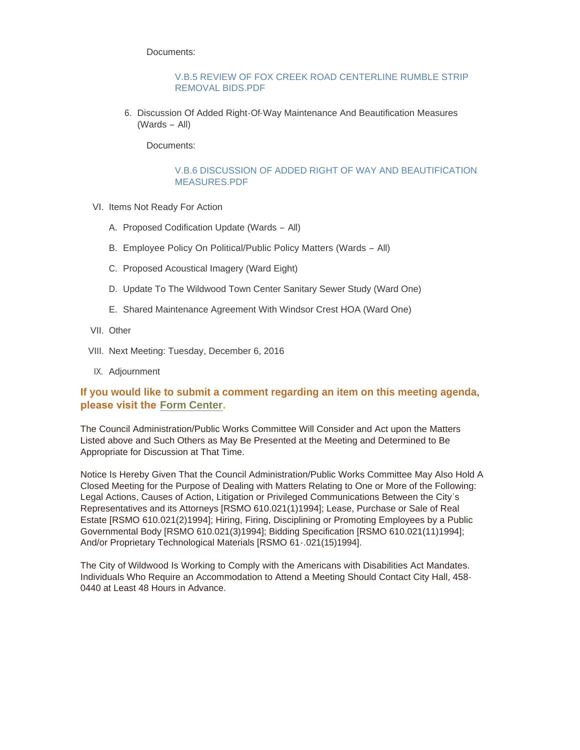Documents:

V.B.5 REVIEW OF FOX CREEK ROAD CENTERLINE RUMBLE STRIP REMOVAL BIDS.PDF

6. Discussion Of Added Right-Of-Way Maintenance And Beautification Measures (Wards – All)

   Documents:

   V.B.6 DISCUSSION OF ADDED RIGHT OF WAY AND BEAUTIFICATION MEASURES.PDF

VI. Items Not Ready For Action

   A. Proposed Codification Update (Wards – All)

   B. Employee Policy On Political/Public Policy Matters (Wards – All)

   C. Proposed Acoustical Imagery (Ward Eight)

   D. Update To The Wildwood Town Center Sanitary Sewer Study (Ward One)

   E. Shared Maintenance Agreement With Windsor Crest HOA (Ward One)

VII. Other

VIII. Next Meeting: Tuesday, December 6, 2016

IX. Adjournment

**If you would like to submit a comment regarding an item on this meeting agenda, please visit the Form Center.**

The Council Administration/Public Works Committee Will Consider and Act upon the Matters Listed above and Such Others as May Be Presented at the Meeting and Determined to Be Appropriate for Discussion at That Time.

Notice Is Hereby Given That the Council Administration/Public Works Committee May Also Hold A Closed Meeting for the Purpose of Dealing with Matters Relating to One or More of the Following: Legal Actions, Causes of Action, Litigation or Privileged Communications Between the City's Representatives and its Attorneys [RSMO 610.021(1)1994]; Lease, Purchase or Sale of Real Estate [RSMO 610.021(2)1994]; Hiring, Firing, Disciplining or Promoting Employees by a Public Governmental Body [RSMO 610.021(3)1994]; Bidding Specification [RSMO 610.021(11)1994]; And/or Proprietary Technological Materials [RSMO 61-.021(15)1994].

The City of Wildwood Is Working to Comply with the Americans with Disabilities Act Mandates. Individuals Who Require an Accommodation to Attend a Meeting Should Contact City Hall, 458-0440 at Least 48 Hours in Advance.